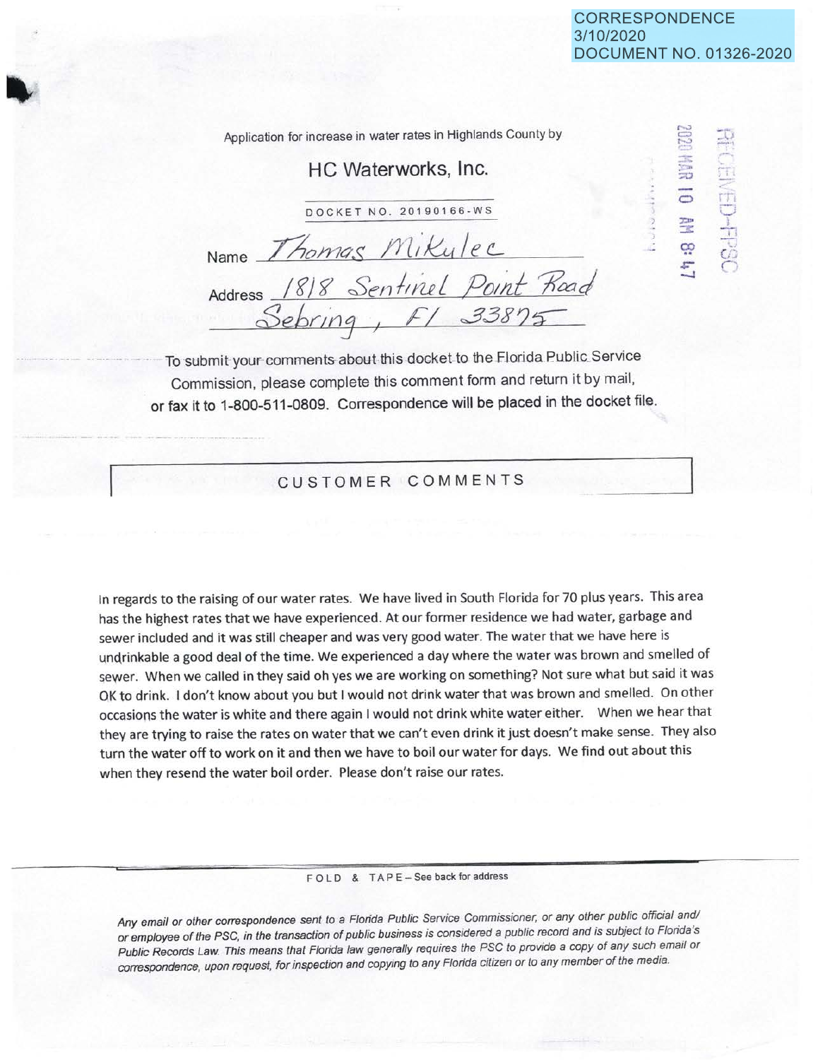CORRESPONDENCE
3/10/2020
DOCUMENT NO. 01326-2020

RECEIVED-FPSC
2020 MAR 10 AM 8:47

Application for increase in water rates in Highlands County by

## HC Waterworks, Inc.

DOCKET NO. 20190166-WS

Name Thomas Mikulec

Address 1818 Sentinel Point Road
Sebring, Fl 33875

To submit your comments about this docket to the Florida Public Service Commission, please complete this comment form and return it by mail, or fax it to 1-800-511-0809. Correspondence will be placed in the docket file.

## CUSTOMER COMMENTS

In regards to the raising of our water rates. We have lived in South Florida for 70 plus years. This area has the highest rates that we have experienced. At our former residence we had water, garbage and sewer included and it was still cheaper and was very good water. The water that we have here is undrinkable a good deal of the time. We experienced a day where the water was brown and smelled of sewer. When we called in they said oh yes we are working on something? Not sure what but said it was OK to drink. I don't know about you but I would not drink water that was brown and smelled. On other occasions the water is white and there again I would not drink white water either. When we hear that they are trying to raise the rates on water that we can't even drink it just doesn't make sense. They also turn the water off to work on it and then we have to boil our water for days. We find out about this when they resend the water boil order. Please don't raise our rates.

FOLD & TAPE – See back for address

*Any email or other correspondence sent to a Florida Public Service Commissioner, or any other public official and/or employee of the PSC, in the transaction of public business is considered a public record and is subject to Florida's Public Records Law. This means that Florida law generally requires the PSC to provide a copy of any such email or correspondence, upon request, for inspection and copying to any Florida citizen or to any member of the media.*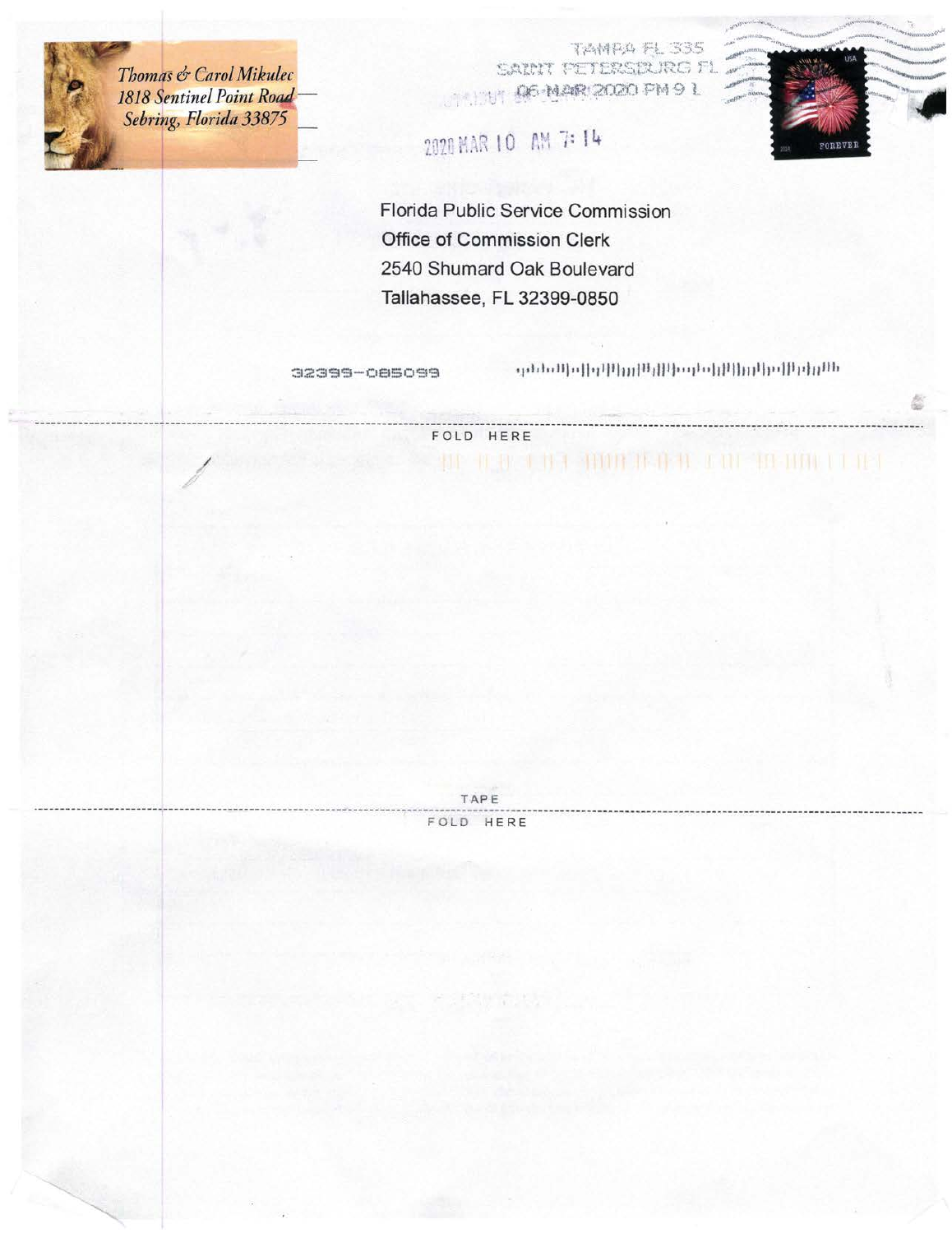Thomas & Carol Mikulec
1818 Sentinel Point Road
Sebring, Florida 33875

TAMPA FL 335
SAINT PETERSBURG FL
06 MAR 2020 PM 9 L

2020 MAR 10 AM 7: 14

FOREVER

Florida Public Service Commission
Office of Commission Clerk
2540 Shumard Oak Boulevard
Tallahassee, FL 32399-0850

32399-085099

FOLD HERE

TAPE

FOLD HERE